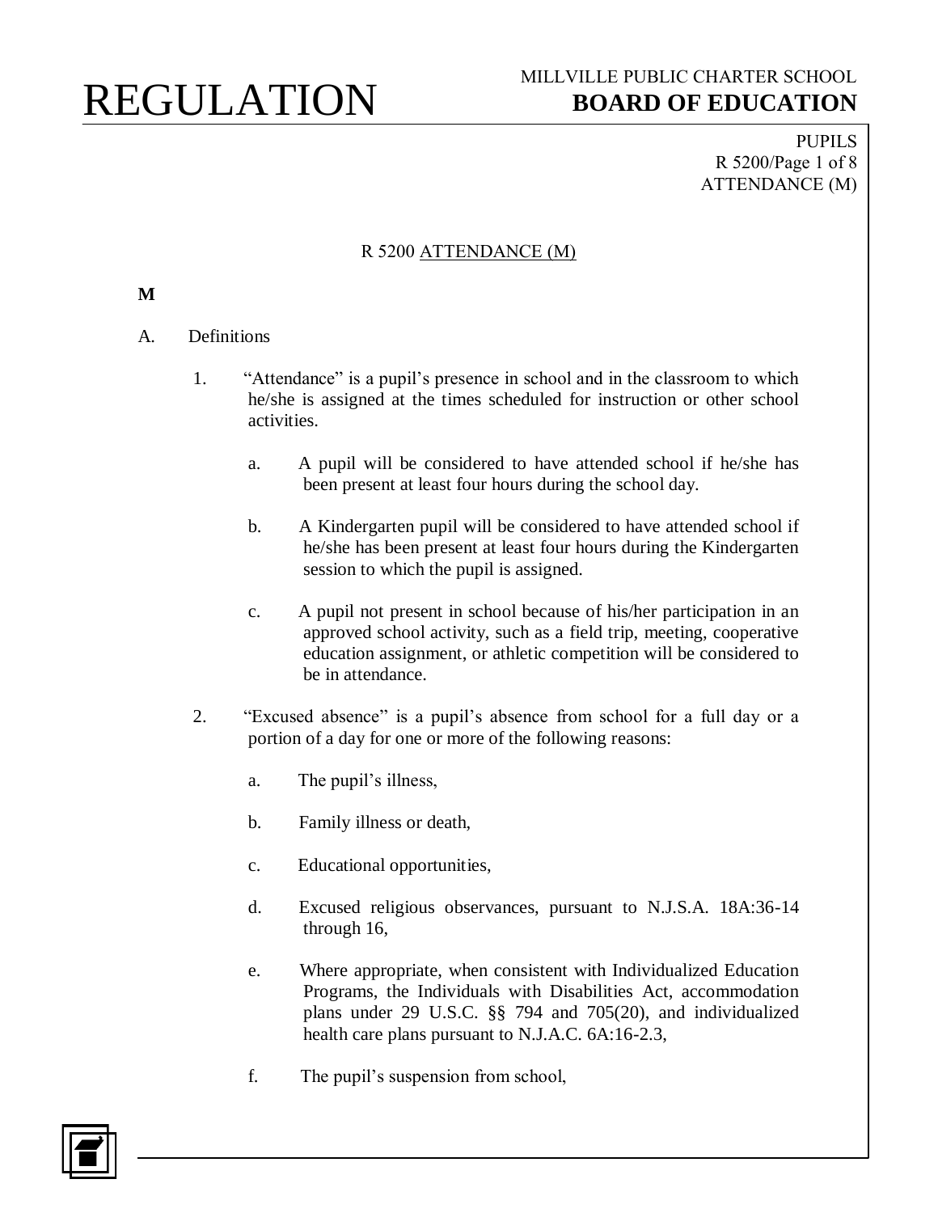# R 5200 ATTENDANCE (M)

**M**

A. Definitions

1. "Attendance" is a pupil's presence in school and in the classroom to which he/she is assigned at the times scheduled for instruction or other school activities.

   a. A pupil will be considered to have attended school if he/she has been present at least four hours during the school day.

   b. A Kindergarten pupil will be considered to have attended school if he/she has been present at least four hours during the Kindergarten session to which the pupil is assigned.

   c. A pupil not present in school because of his/her participation in an approved school activity, such as a field trip, meeting, cooperative education assignment, or athletic competition will be considered to be in attendance.

2. "Excused absence" is a pupil's absence from school for a full day or a portion of a day for one or more of the following reasons:

   a. The pupil's illness,

   b. Family illness or death,

   c. Educational opportunities,

   d. Excused religious observances, pursuant to N.J.S.A. 18A:36-14 through 16,

   e. Where appropriate, when consistent with Individualized Education Programs, the Individuals with Disabilities Act, accommodation plans under 29 U.S.C. §§ 794 and 705(20), and individualized health care plans pursuant to N.J.A.C. 6A:16-2.3,

   f. The pupil's suspension from school,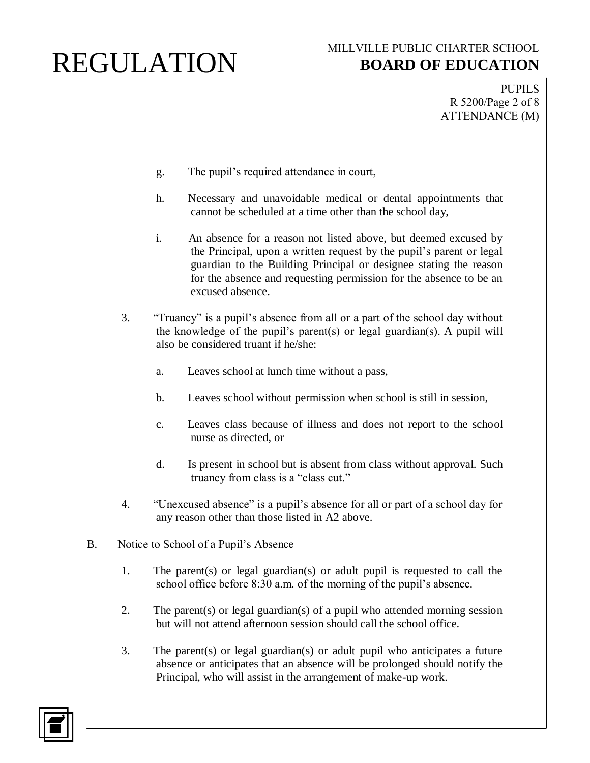g. The pupil's required attendance in court,

h. Necessary and unavoidable medical or dental appointments that cannot be scheduled at a time other than the school day,

i. An absence for a reason not listed above, but deemed excused by the Principal, upon a written request by the pupil's parent or legal guardian to the Building Principal or designee stating the reason for the absence and requesting permission for the absence to be an excused absence.

3. "Truancy" is a pupil's absence from all or a part of the school day without the knowledge of the pupil's parent(s) or legal guardian(s). A pupil will also be considered truant if he/she:

   a. Leaves school at lunch time without a pass,

   b. Leaves school without permission when school is still in session,

   c. Leaves class because of illness and does not report to the school nurse as directed, or

   d. Is present in school but is absent from class without approval. Such truancy from class is a "class cut."

4. "Unexcused absence" is a pupil's absence for all or part of a school day for any reason other than those listed in A2 above.

B. Notice to School of a Pupil's Absence

1. The parent(s) or legal guardian(s) or adult pupil is requested to call the school office before 8:30 a.m. of the morning of the pupil's absence.

2. The parent(s) or legal guardian(s) of a pupil who attended morning session but will not attend afternoon session should call the school office.

3. The parent(s) or legal guardian(s) or adult pupil who anticipates a future absence or anticipates that an absence will be prolonged should notify the Principal, who will assist in the arrangement of make-up work.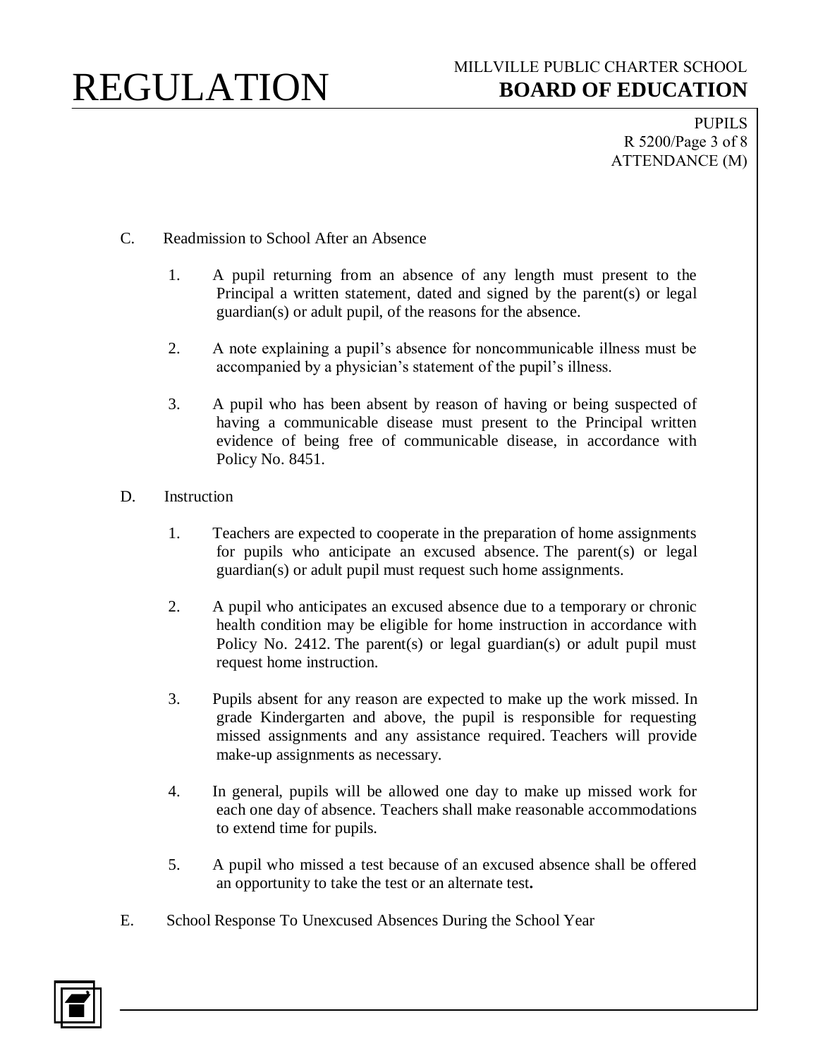C. Readmission to School After an Absence

1. A pupil returning from an absence of any length must present to the Principal a written statement, dated and signed by the parent(s) or legal guardian(s) or adult pupil, of the reasons for the absence.

2. A note explaining a pupil's absence for noncommunicable illness must be accompanied by a physician's statement of the pupil's illness.

3. A pupil who has been absent by reason of having or being suspected of having a communicable disease must present to the Principal written evidence of being free of communicable disease, in accordance with Policy No. 8451.

D. Instruction

1. Teachers are expected to cooperate in the preparation of home assignments for pupils who anticipate an excused absence. The parent(s) or legal guardian(s) or adult pupil must request such home assignments.

2. A pupil who anticipates an excused absence due to a temporary or chronic health condition may be eligible for home instruction in accordance with Policy No. 2412. The parent(s) or legal guardian(s) or adult pupil must request home instruction.

3. Pupils absent for any reason are expected to make up the work missed. In grade Kindergarten and above, the pupil is responsible for requesting missed assignments and any assistance required. Teachers will provide make-up assignments as necessary.

4. In general, pupils will be allowed one day to make up missed work for each one day of absence. Teachers shall make reasonable accommodations to extend time for pupils.

5. A pupil who missed a test because of an excused absence shall be offered an opportunity to take the test or an alternate test**.**

E. School Response To Unexcused Absences During the School Year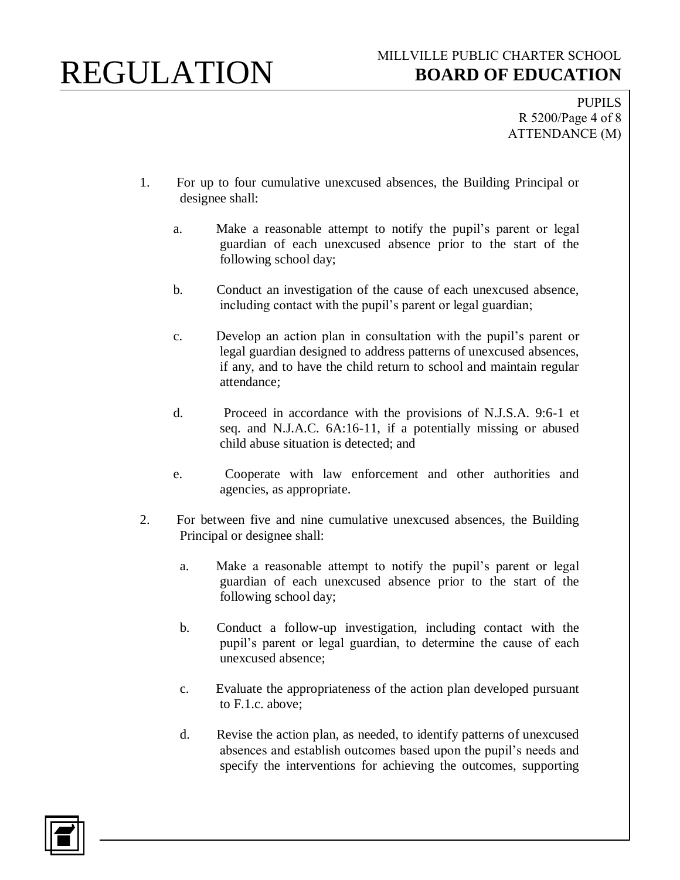1. For up to four cumulative unexcused absences, the Building Principal or designee shall:

    a. Make a reasonable attempt to notify the pupil's parent or legal guardian of each unexcused absence prior to the start of the following school day;

    b. Conduct an investigation of the cause of each unexcused absence, including contact with the pupil's parent or legal guardian;

    c. Develop an action plan in consultation with the pupil's parent or legal guardian designed to address patterns of unexcused absences, if any, and to have the child return to school and maintain regular attendance;

    d. Proceed in accordance with the provisions of N.J.S.A. 9:6-1 et seq. and N.J.A.C. 6A:16-11, if a potentially missing or abused child abuse situation is detected; and

    e. Cooperate with law enforcement and other authorities and agencies, as appropriate.

2. For between five and nine cumulative unexcused absences, the Building Principal or designee shall:

    a. Make a reasonable attempt to notify the pupil's parent or legal guardian of each unexcused absence prior to the start of the following school day;

    b. Conduct a follow-up investigation, including contact with the pupil's parent or legal guardian, to determine the cause of each unexcused absence;

    c. Evaluate the appropriateness of the action plan developed pursuant to F.1.c. above;

    d. Revise the action plan, as needed, to identify patterns of unexcused absences and establish outcomes based upon the pupil's needs and specify the interventions for achieving the outcomes, supporting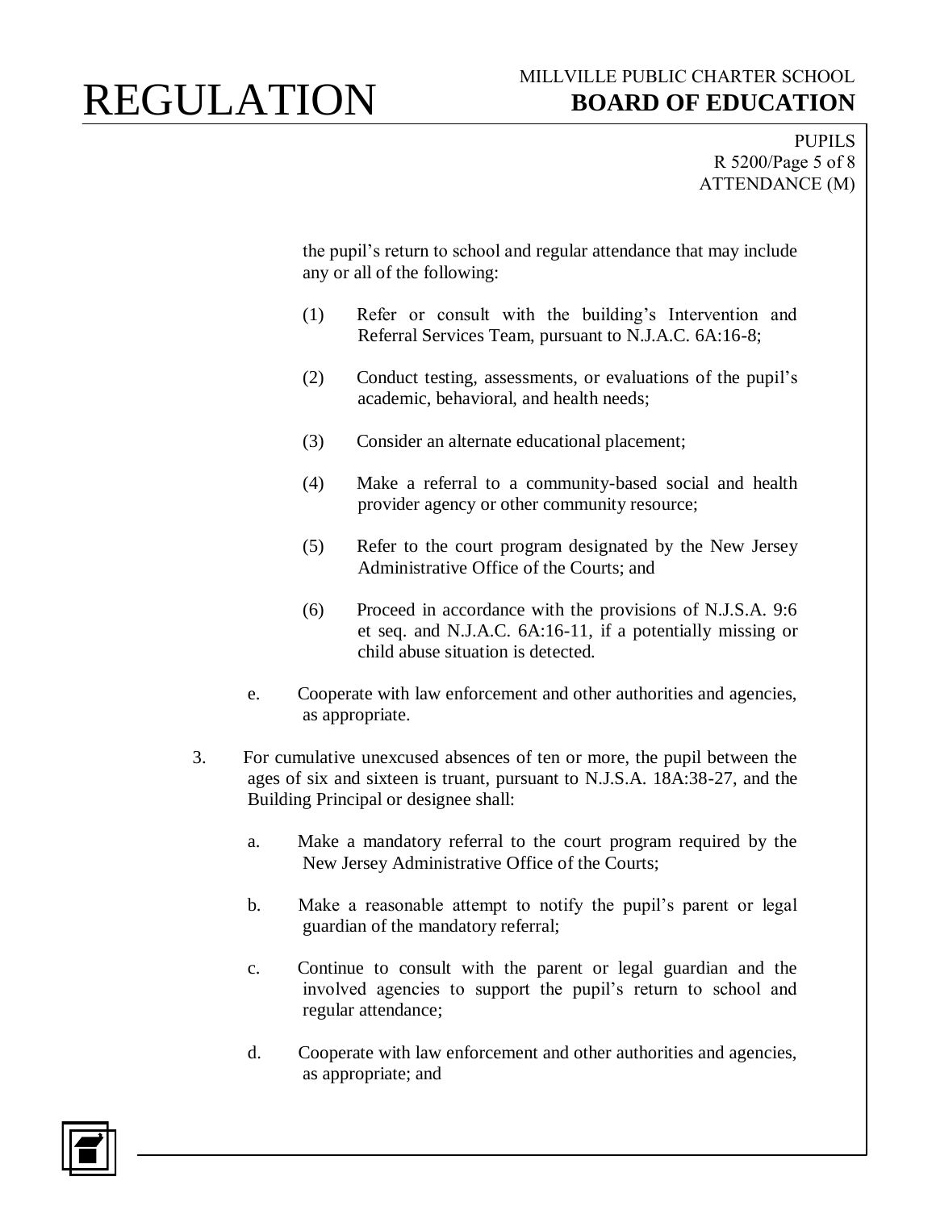the pupil's return to school and regular attendance that may include any or all of the following:

(1) Refer or consult with the building's Intervention and Referral Services Team, pursuant to N.J.A.C. 6A:16-8;

(2) Conduct testing, assessments, or evaluations of the pupil's academic, behavioral, and health needs;

(3) Consider an alternate educational placement;

(4) Make a referral to a community-based social and health provider agency or other community resource;

(5) Refer to the court program designated by the New Jersey Administrative Office of the Courts; and

(6) Proceed in accordance with the provisions of N.J.S.A. 9:6 et seq. and N.J.A.C. 6A:16-11, if a potentially missing or child abuse situation is detected.

e. Cooperate with law enforcement and other authorities and agencies, as appropriate.

3. For cumulative unexcused absences of ten or more, the pupil between the ages of six and sixteen is truant, pursuant to N.J.S.A. 18A:38-27, and the Building Principal or designee shall:

a. Make a mandatory referral to the court program required by the New Jersey Administrative Office of the Courts;

b. Make a reasonable attempt to notify the pupil's parent or legal guardian of the mandatory referral;

c. Continue to consult with the parent or legal guardian and the involved agencies to support the pupil's return to school and regular attendance;

d. Cooperate with law enforcement and other authorities and agencies, as appropriate; and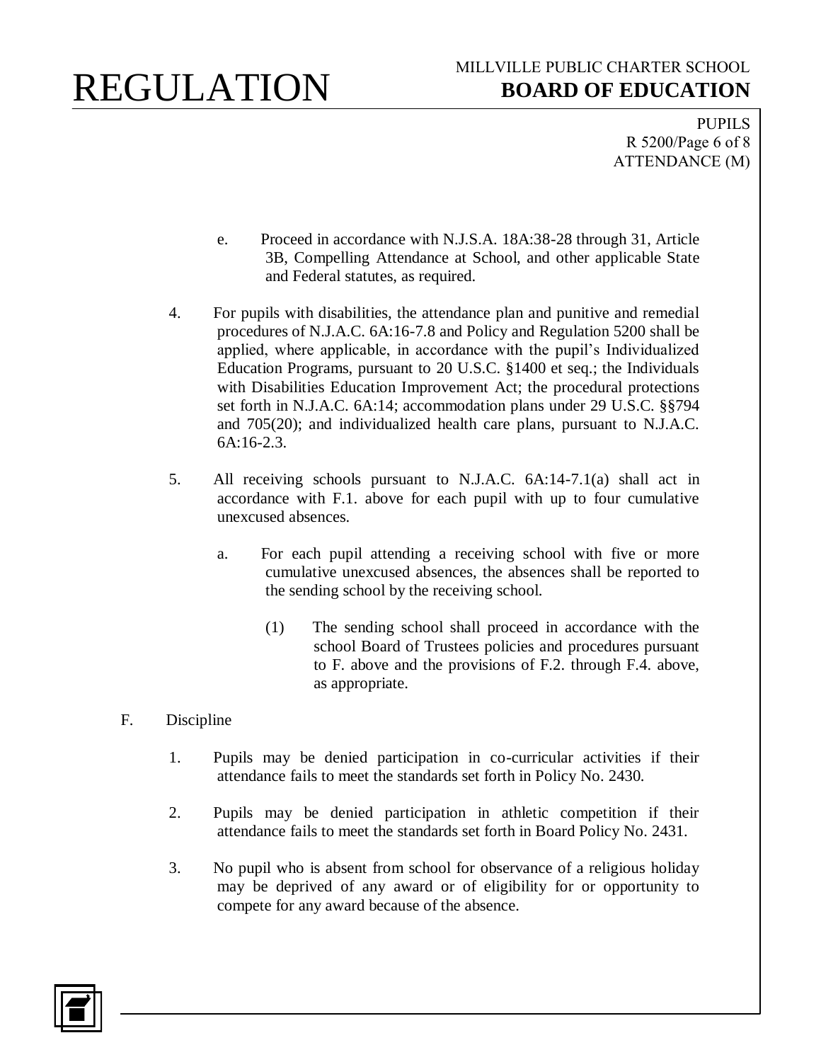e. Proceed in accordance with N.J.S.A. 18A:38-28 through 31, Article 3B, Compelling Attendance at School, and other applicable State and Federal statutes, as required.

4. For pupils with disabilities, the attendance plan and punitive and remedial procedures of N.J.A.C. 6A:16-7.8 and Policy and Regulation 5200 shall be applied, where applicable, in accordance with the pupil's Individualized Education Programs, pursuant to 20 U.S.C. §1400 et seq.; the Individuals with Disabilities Education Improvement Act; the procedural protections set forth in N.J.A.C. 6A:14; accommodation plans under 29 U.S.C. §§794 and 705(20); and individualized health care plans, pursuant to N.J.A.C. 6A:16-2.3.

5. All receiving schools pursuant to N.J.A.C. 6A:14-7.1(a) shall act in accordance with F.1. above for each pupil with up to four cumulative unexcused absences.

   a. For each pupil attending a receiving school with five or more cumulative unexcused absences, the absences shall be reported to the sending school by the receiving school.

      (1) The sending school shall proceed in accordance with the school Board of Trustees policies and procedures pursuant to F. above and the provisions of F.2. through F.4. above, as appropriate.

F. Discipline

1. Pupils may be denied participation in co-curricular activities if their attendance fails to meet the standards set forth in Policy No. 2430.

2. Pupils may be denied participation in athletic competition if their attendance fails to meet the standards set forth in Board Policy No. 2431.

3. No pupil who is absent from school for observance of a religious holiday may be deprived of any award or of eligibility for or opportunity to compete for any award because of the absence.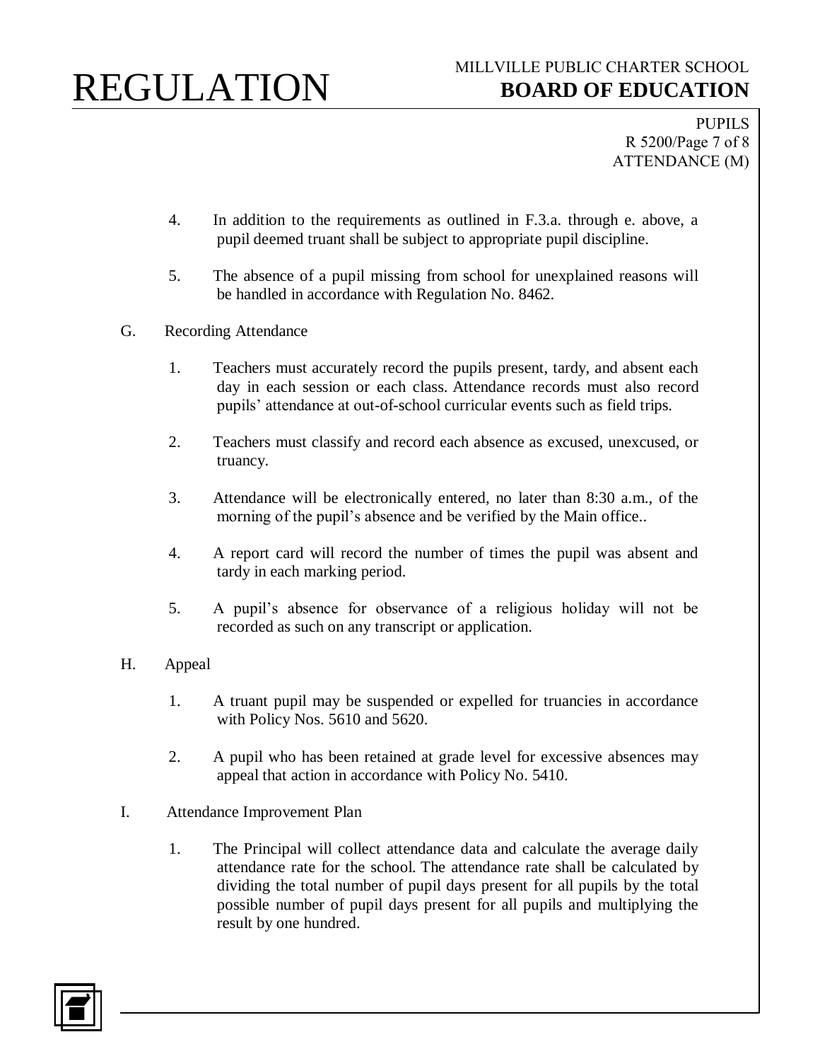4. In addition to the requirements as outlined in F.3.a. through e. above, a pupil deemed truant shall be subject to appropriate pupil discipline.

5. The absence of a pupil missing from school for unexplained reasons will be handled in accordance with Regulation No. 8462.

G. Recording Attendance

1. Teachers must accurately record the pupils present, tardy, and absent each day in each session or each class. Attendance records must also record pupils' attendance at out-of-school curricular events such as field trips.

2. Teachers must classify and record each absence as excused, unexcused, or truancy.

3. Attendance will be electronically entered, no later than 8:30 a.m., of the morning of the pupil's absence and be verified by the Main office..

4. A report card will record the number of times the pupil was absent and tardy in each marking period.

5. A pupil's absence for observance of a religious holiday will not be recorded as such on any transcript or application.

H. Appeal

1. A truant pupil may be suspended or expelled for truancies in accordance with Policy Nos. 5610 and 5620.

2. A pupil who has been retained at grade level for excessive absences may appeal that action in accordance with Policy No. 5410.

I. Attendance Improvement Plan

1. The Principal will collect attendance data and calculate the average daily attendance rate for the school. The attendance rate shall be calculated by dividing the total number of pupil days present for all pupils by the total possible number of pupil days present for all pupils and multiplying the result by one hundred.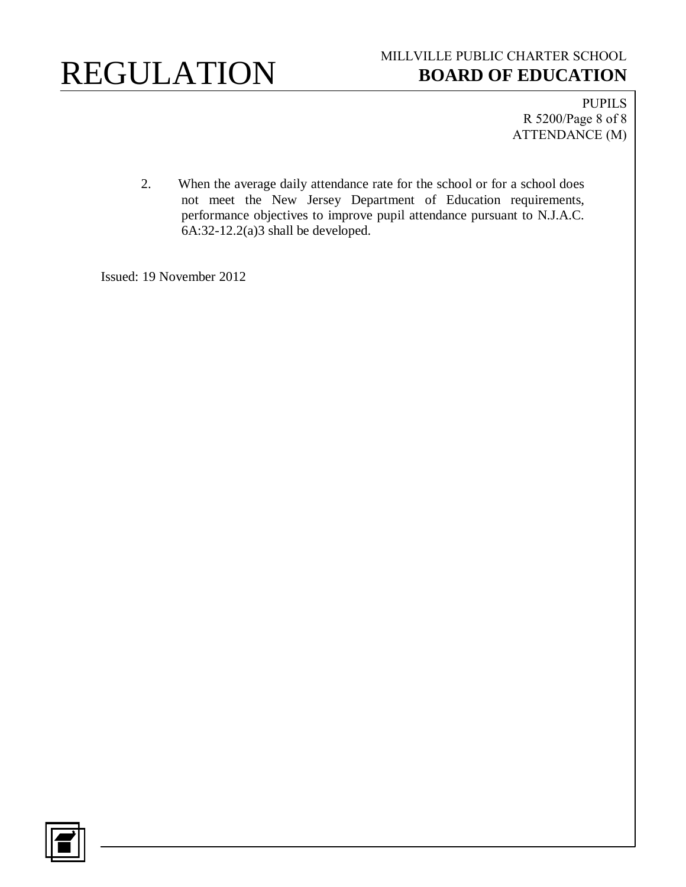2. When the average daily attendance rate for the school or for a school does not meet the New Jersey Department of Education requirements, performance objectives to improve pupil attendance pursuant to N.J.A.C. 6A:32-12.2(a)3 shall be developed.

Issued: 19 November 2012